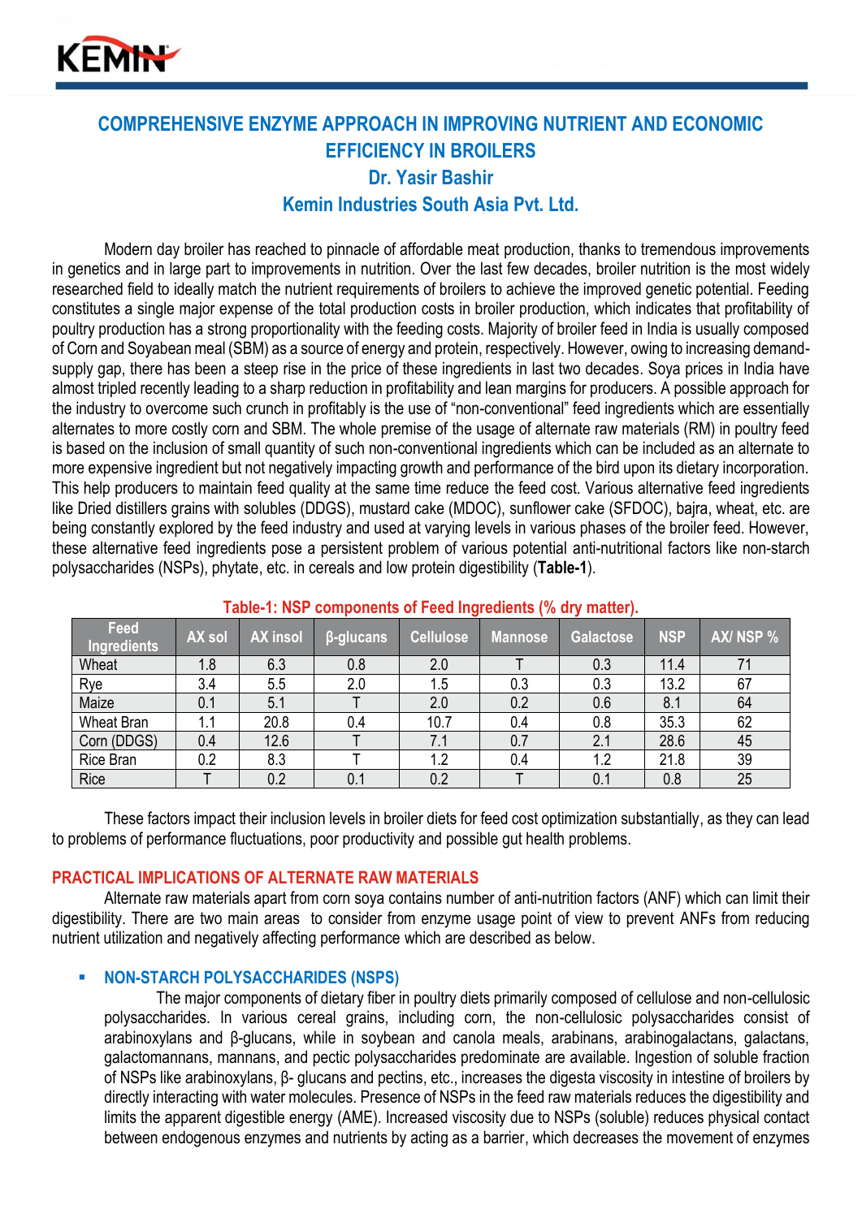# COMPREHENSIVE ENZYME APPROACH IN IMPROVING NUTRIENT AND ECONOMIC EFFICIENCY IN BROILERS

## Dr. Yasir Bashir

## Kemin Industries South Asia Pvt. Ltd.

Modern day broiler has reached to pinnacle of affordable meat production, thanks to tremendous improvements in genetics and in large part to improvements in nutrition. Over the last few decades, broiler nutrition is the most widely researched field to ideally match the nutrient requirements of broilers to achieve the improved genetic potential. Feeding constitutes a single major expense of the total production costs in broiler production, which indicates that profitability of poultry production has a strong proportionality with the feeding costs. Majority of broiler feed in India is usually composed of Corn and Soyabean meal (SBM) as a source of energy and protein, respectively. However, owing to increasing demand-supply gap, there has been a steep rise in the price of these ingredients in last two decades. Soya prices in India have almost tripled recently leading to a sharp reduction in profitability and lean margins for producers. A possible approach for the industry to overcome such crunch in profitably is the use of "non-conventional" feed ingredients which are essentially alternates to more costly corn and SBM. The whole premise of the usage of alternate raw materials (RM) in poultry feed is based on the inclusion of small quantity of such non-conventional ingredients which can be included as an alternate to more expensive ingredient but not negatively impacting growth and performance of the bird upon its dietary incorporation. This help producers to maintain feed quality at the same time reduce the feed cost. Various alternative feed ingredients like Dried distillers grains with solubles (DDGS), mustard cake (MDOC), sunflower cake (SFDOC), bajra, wheat, etc. are being constantly explored by the feed industry and used at varying levels in various phases of the broiler feed. However, these alternative feed ingredients pose a persistent problem of various potential anti-nutritional factors like non-starch polysaccharides (NSPs), phytate, etc. in cereals and low protein digestibility (**Table-1**).

**Table-1: NSP components of Feed Ingredients (% dry matter).**

| Feed Ingredients | AX sol | AX insol | β-glucans | Cellulose | Mannose | Galactose | NSP | AX/ NSP % |
|---|---|---|---|---|---|---|---|---|
| Wheat | 1.8 | 6.3 | 0.8 | 2.0 | T | 0.3 | 11.4 | 71 |
| Rye | 3.4 | 5.5 | 2.0 | 1.5 | 0.3 | 0.3 | 13.2 | 67 |
| Maize | 0.1 | 5.1 | T | 2.0 | 0.2 | 0.6 | 8.1 | 64 |
| Wheat Bran | 1.1 | 20.8 | 0.4 | 10.7 | 0.4 | 0.8 | 35.3 | 62 |
| Corn (DDGS) | 0.4 | 12.6 | T | 7.1 | 0.7 | 2.1 | 28.6 | 45 |
| Rice Bran | 0.2 | 8.3 | T | 1.2 | 0.4 | 1.2 | 21.8 | 39 |
| Rice | T | 0.2 | 0.1 | 0.2 | T | 0.1 | 0.8 | 25 |

These factors impact their inclusion levels in broiler diets for feed cost optimization substantially, as they can lead to problems of performance fluctuations, poor productivity and possible gut health problems.

## PRACTICAL IMPLICATIONS OF ALTERNATE RAW MATERIALS

Alternate raw materials apart from corn soya contains number of anti-nutrition factors (ANF) which can limit their digestibility. There are two main areas to consider from enzyme usage point of view to prevent ANFs from reducing nutrient utilization and negatively affecting performance which are described as below.

- **NON-STARCH POLYSACCHARIDES (NSPS)**

  The major components of dietary fiber in poultry diets primarily composed of cellulose and non-cellulosic polysaccharides. In various cereal grains, including corn, the non-cellulosic polysaccharides consist of arabinoxylans and β-glucans, while in soybean and canola meals, arabinans, arabinogalactans, galactans, galactomannans, mannans, and pectic polysaccharides predominate are available. Ingestion of soluble fraction of NSPs like arabinoxylans, β- glucans and pectins, etc., increases the digesta viscosity in intestine of broilers by directly interacting with water molecules. Presence of NSPs in the feed raw materials reduces the digestibility and limits the apparent digestible energy (AME). Increased viscosity due to NSPs (soluble) reduces physical contact between endogenous enzymes and nutrients by acting as a barrier, which decreases the movement of enzymes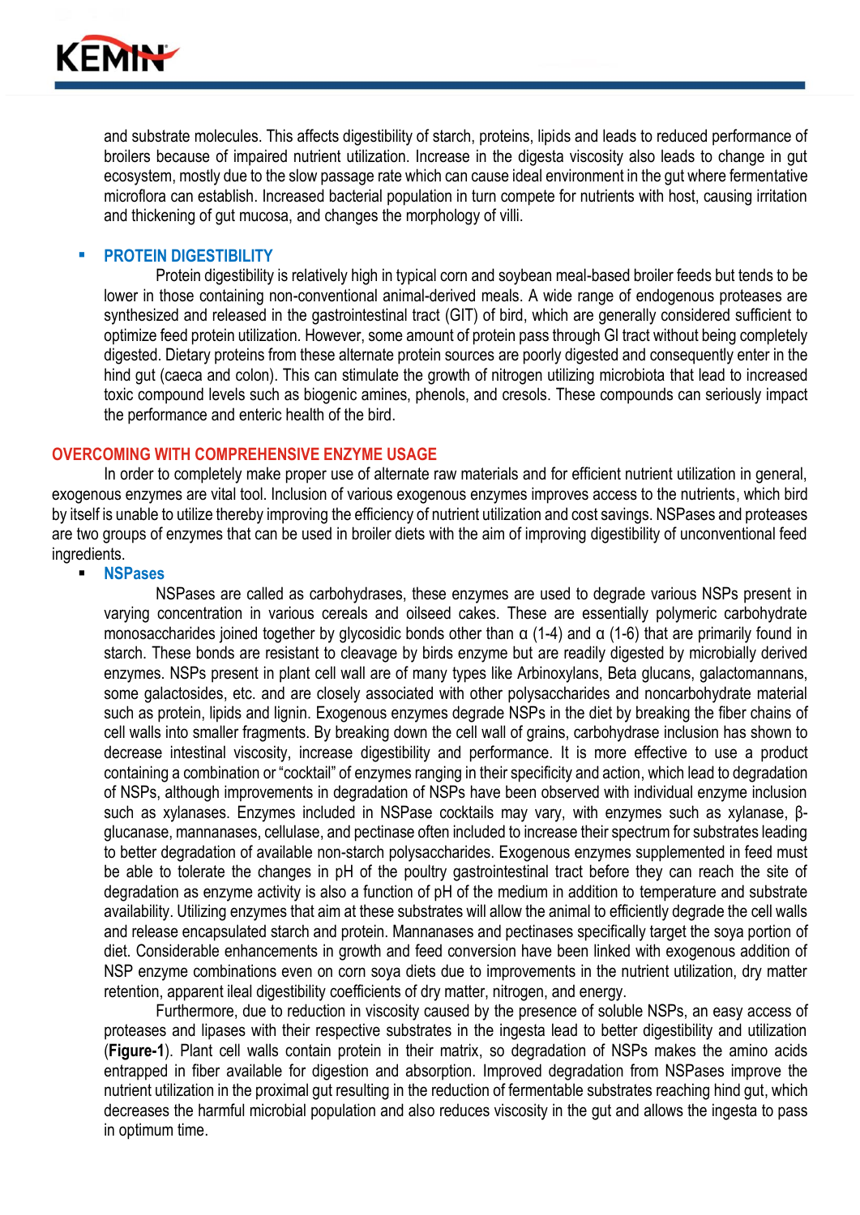and substrate molecules. This affects digestibility of starch, proteins, lipids and leads to reduced performance of broilers because of impaired nutrient utilization. Increase in the digesta viscosity also leads to change in gut ecosystem, mostly due to the slow passage rate which can cause ideal environment in the gut where fermentative microflora can establish. Increased bacterial population in turn compete for nutrients with host, causing irritation and thickening of gut mucosa, and changes the morphology of villi.

- **PROTEIN DIGESTIBILITY**

  Protein digestibility is relatively high in typical corn and soybean meal-based broiler feeds but tends to be lower in those containing non-conventional animal-derived meals. A wide range of endogenous proteases are synthesized and released in the gastrointestinal tract (GIT) of bird, which are generally considered sufficient to optimize feed protein utilization. However, some amount of protein pass through GI tract without being completely digested. Dietary proteins from these alternate protein sources are poorly digested and consequently enter in the hind gut (caeca and colon). This can stimulate the growth of nitrogen utilizing microbiota that lead to increased toxic compound levels such as biogenic amines, phenols, and cresols. These compounds can seriously impact the performance and enteric health of the bird.

## OVERCOMING WITH COMPREHENSIVE ENZYME USAGE

In order to completely make proper use of alternate raw materials and for efficient nutrient utilization in general, exogenous enzymes are vital tool. Inclusion of various exogenous enzymes improves access to the nutrients, which bird by itself is unable to utilize thereby improving the efficiency of nutrient utilization and cost savings. NSPases and proteases are two groups of enzymes that can be used in broiler diets with the aim of improving digestibility of unconventional feed ingredients.

- **NSPases**

  NSPases are called as carbohydrases, these enzymes are used to degrade various NSPs present in varying concentration in various cereals and oilseed cakes. These are essentially polymeric carbohydrate monosaccharides joined together by glycosidic bonds other than α (1-4) and α (1-6) that are primarily found in starch. These bonds are resistant to cleavage by birds enzyme but are readily digested by microbially derived enzymes. NSPs present in plant cell wall are of many types like Arbinoxylans, Beta glucans, galactomannans, some galactosides, etc. and are closely associated with other polysaccharides and noncarbohydrate material such as protein, lipids and lignin. Exogenous enzymes degrade NSPs in the diet by breaking the fiber chains of cell walls into smaller fragments. By breaking down the cell wall of grains, carbohydrase inclusion has shown to decrease intestinal viscosity, increase digestibility and performance. It is more effective to use a product containing a combination or "cocktail" of enzymes ranging in their specificity and action, which lead to degradation of NSPs, although improvements in degradation of NSPs have been observed with individual enzyme inclusion such as xylanases. Enzymes included in NSPase cocktails may vary, with enzymes such as xylanase, β-glucanase, mannanases, cellulase, and pectinase often included to increase their spectrum for substrates leading to better degradation of available non-starch polysaccharides. Exogenous enzymes supplemented in feed must be able to tolerate the changes in pH of the poultry gastrointestinal tract before they can reach the site of degradation as enzyme activity is also a function of pH of the medium in addition to temperature and substrate availability. Utilizing enzymes that aim at these substrates will allow the animal to efficiently degrade the cell walls and release encapsulated starch and protein. Mannanases and pectinases specifically target the soya portion of diet. Considerable enhancements in growth and feed conversion have been linked with exogenous addition of NSP enzyme combinations even on corn soya diets due to improvements in the nutrient utilization, dry matter retention, apparent ileal digestibility coefficients of dry matter, nitrogen, and energy.

  Furthermore, due to reduction in viscosity caused by the presence of soluble NSPs, an easy access of proteases and lipases with their respective substrates in the ingesta lead to better digestibility and utilization (**Figure-1**). Plant cell walls contain protein in their matrix, so degradation of NSPs makes the amino acids entrapped in fiber available for digestion and absorption. Improved degradation from NSPases improve the nutrient utilization in the proximal gut resulting in the reduction of fermentable substrates reaching hind gut, which decreases the harmful microbial population and also reduces viscosity in the gut and allows the ingesta to pass in optimum time.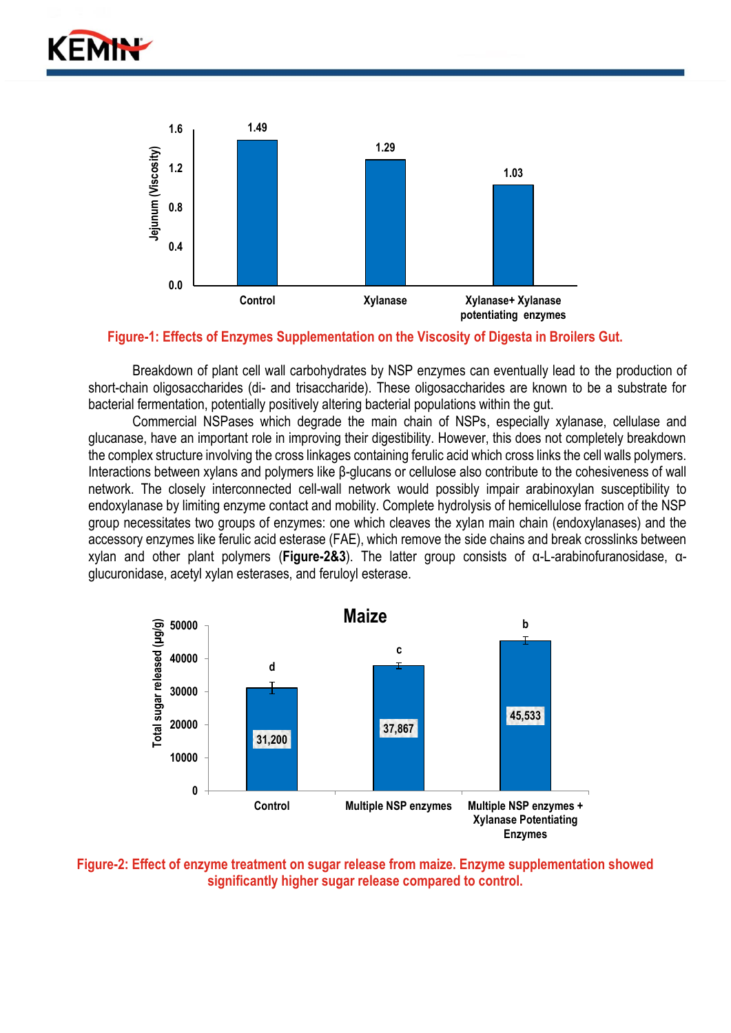**Figure-1: Effects of Enzymes Supplementation on the Viscosity of Digesta in Broilers Gut.**

Breakdown of plant cell wall carbohydrates by NSP enzymes can eventually lead to the production of short-chain oligosaccharides (di- and trisaccharide). These oligosaccharides are known to be a substrate for bacterial fermentation, potentially positively altering bacterial populations within the gut.

Commercial NSPases which degrade the main chain of NSPs, especially xylanase, cellulase and glucanase, have an important role in improving their digestibility. However, this does not completely breakdown the complex structure involving the cross linkages containing ferulic acid which cross links the cell walls polymers. Interactions between xylans and polymers like β-glucans or cellulose also contribute to the cohesiveness of wall network. The closely interconnected cell-wall network would possibly impair arabinoxylan susceptibility to endoxylanase by limiting enzyme contact and mobility. Complete hydrolysis of hemicellulose fraction of the NSP group necessitates two groups of enzymes: one which cleaves the xylan main chain (endoxylanases) and the accessory enzymes like ferulic acid esterase (FAE), which remove the side chains and break crosslinks between xylan and other plant polymers (**Figure-2&3**). The latter group consists of α-L-arabinofuranosidase, α-glucuronidase, acetyl xylan esterases, and feruloyl esterase.

**Figure-2: Effect of enzyme treatment on sugar release from maize. Enzyme supplementation showed significantly higher sugar release compared to control.**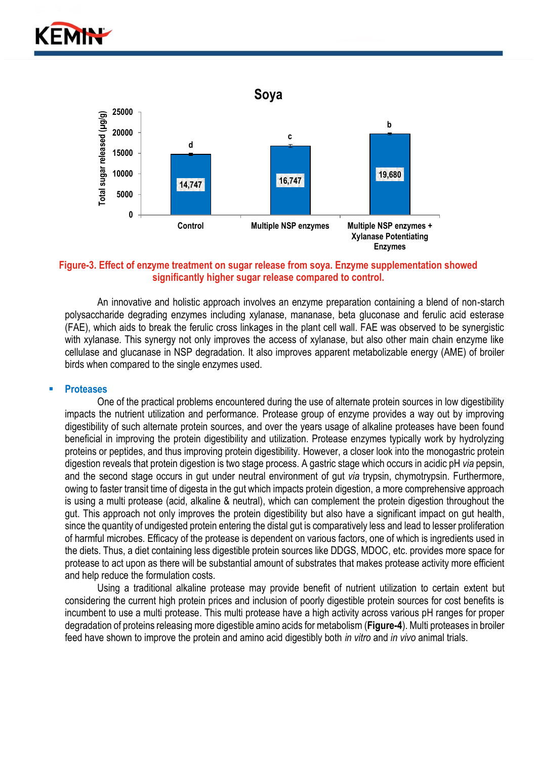**Soya**

| | Total sugar released (μg/g) |
|---|---|
| Control | 14,747 (d) |
| Multiple NSP enzymes | 16,747 (c) |
| Multiple NSP enzymes + Xylanase Potentiating Enzymes | 19,680 (b) |

**Figure-3. Effect of enzyme treatment on sugar release from soya. Enzyme supplementation showed significantly higher sugar release compared to control.**

An innovative and holistic approach involves an enzyme preparation containing a blend of non-starch polysaccharide degrading enzymes including xylanase, mananase, beta gluconase and ferulic acid esterase (FAE), which aids to break the ferulic cross linkages in the plant cell wall. FAE was observed to be synergistic with xylanase. This synergy not only improves the access of xylanase, but also other main chain enzyme like cellulase and glucanase in NSP degradation. It also improves apparent metabolizable energy (AME) of broiler birds when compared to the single enzymes used.

- **Proteases**

One of the practical problems encountered during the use of alternate protein sources in low digestibility impacts the nutrient utilization and performance. Protease group of enzyme provides a way out by improving digestibility of such alternate protein sources, and over the years usage of alkaline proteases have been found beneficial in improving the protein digestibility and utilization. Protease enzymes typically work by hydrolyzing proteins or peptides, and thus improving protein digestibility. However, a closer look into the monogastric protein digestion reveals that protein digestion is two stage process. A gastric stage which occurs in acidic pH *via* pepsin, and the second stage occurs in gut under neutral environment of gut *via* trypsin, chymotrypsin. Furthermore, owing to faster transit time of digesta in the gut which impacts protein digestion, a more comprehensive approach is using a multi protease (acid, alkaline & neutral), which can complement the protein digestion throughout the gut. This approach not only improves the protein digestibility but also have a significant impact on gut health, since the quantity of undigested protein entering the distal gut is comparatively less and lead to lesser proliferation of harmful microbes. Efficacy of the protease is dependent on various factors, one of which is ingredients used in the diets. Thus, a diet containing less digestible protein sources like DDGS, MDOC, etc. provides more space for protease to act upon as there will be substantial amount of substrates that makes protease activity more efficient and help reduce the formulation costs.

Using a traditional alkaline protease may provide benefit of nutrient utilization to certain extent but considering the current high protein prices and inclusion of poorly digestible protein sources for cost benefits is incumbent to use a multi protease. This multi protease have a high activity across various pH ranges for proper degradation of proteins releasing more digestible amino acids for metabolism (**Figure-4**). Multi proteases in broiler feed have shown to improve the protein and amino acid digestibly both *in vitro* and *in vivo* animal trials.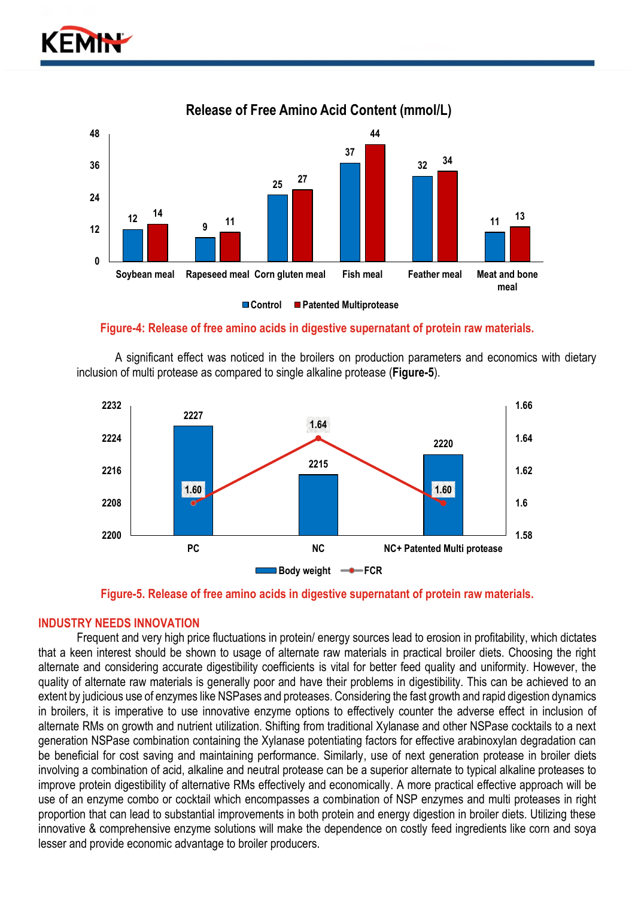Release of Free Amino Acid Content (mmol/L)

48
36
24
12
0

12 14 9 11 25 27 37 44 32 34 11 13

Soybean meal
Rapeseed meal
Corn gluten meal
Fish meal
Feather meal
Meat and bone meal

Control
Patented Multiprotease

**Figure-4: Release of free amino acids in digestive supernatant of protein raw materials.**

A significant effect was noticed in the broilers on production parameters and economics with dietary inclusion of multi protease as compared to single alkaline protease (**Figure-5**).

2232
2224
2216
2208
2200

1.66
1.64
1.62
1.6
1.58

2227
1.60
1.64
2215
2220
1.60

PC
NC
NC+ Patented Multi protease

Body weight
FCR

**Figure-5. Release of free amino acids in digestive supernatant of protein raw materials.**

## INDUSTRY NEEDS INNOVATION

Frequent and very high price fluctuations in protein/ energy sources lead to erosion in profitability, which dictates that a keen interest should be shown to usage of alternate raw materials in practical broiler diets. Choosing the right alternate and considering accurate digestibility coefficients is vital for better feed quality and uniformity. However, the quality of alternate raw materials is generally poor and have their problems in digestibility. This can be achieved to an extent by judicious use of enzymes like NSPases and proteases. Considering the fast growth and rapid digestion dynamics in broilers, it is imperative to use innovative enzyme options to effectively counter the adverse effect in inclusion of alternate RMs on growth and nutrient utilization. Shifting from traditional Xylanase and other NSPase cocktails to a next generation NSPase combination containing the Xylanase potentiating factors for effective arabinoxylan degradation can be beneficial for cost saving and maintaining performance. Similarly, use of next generation protease in broiler diets involving a combination of acid, alkaline and neutral protease can be a superior alternate to typical alkaline proteases to improve protein digestibility of alternative RMs effectively and economically. A more practical effective approach will be use of an enzyme combo or cocktail which encompasses a combination of NSP enzymes and multi proteases in right proportion that can lead to substantial improvements in both protein and energy digestion in broiler diets. Utilizing these innovative & comprehensive enzyme solutions will make the dependence on costly feed ingredients like corn and soya lesser and provide economic advantage to broiler producers.